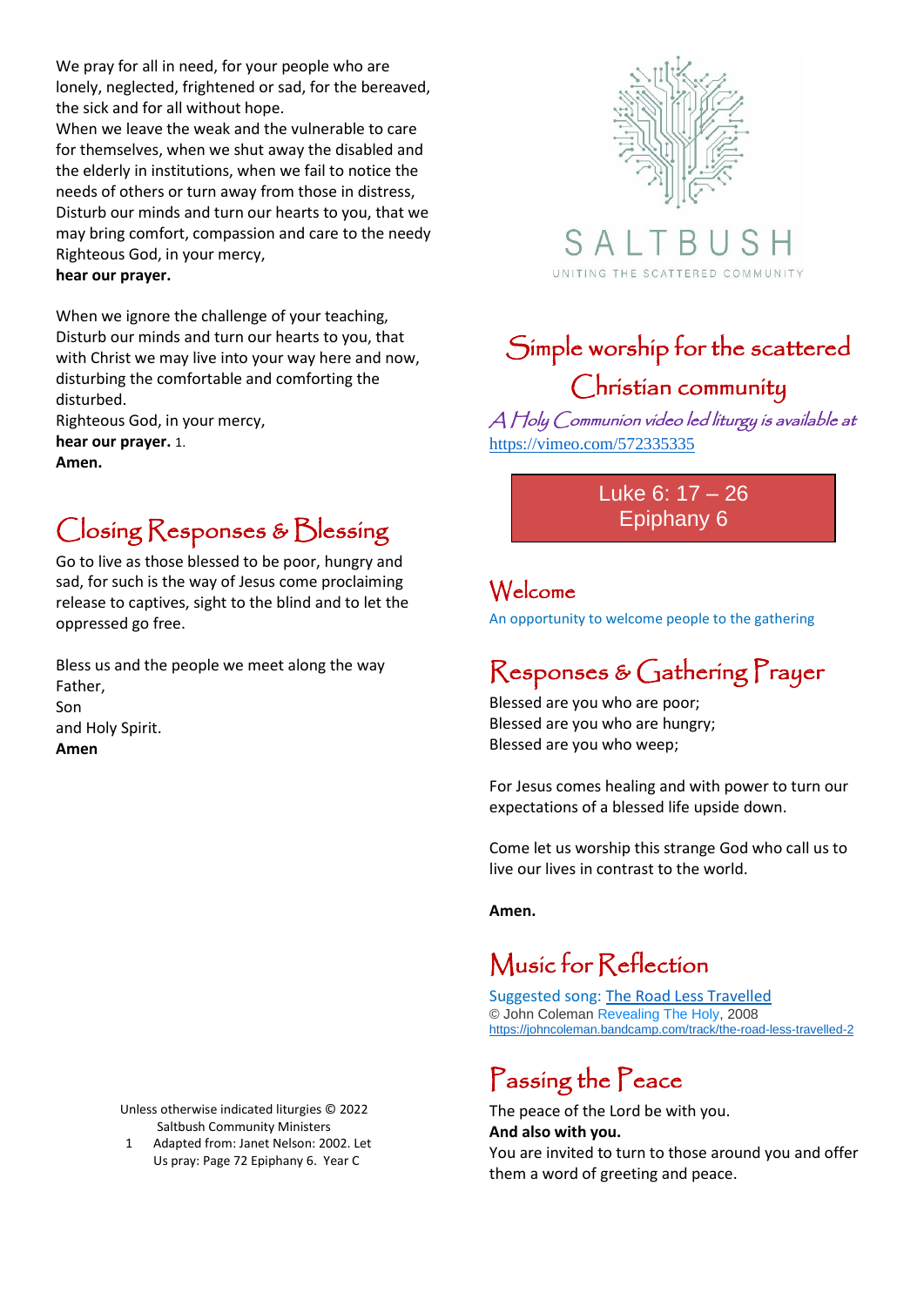We pray for all in need, for your people who are lonely, neglected, frightened or sad, for the bereaved, the sick and for all without hope.
When we leave the weak and the vulnerable to care for themselves, when we shut away the disabled and the elderly in institutions, when we fail to notice the needs of others or turn away from those in distress,
Disturb our minds and turn our hearts to you, that we may bring comfort, compassion and care to the needy
Righteous God, in your mercy,
**hear our prayer.**

When we ignore the challenge of your teaching,
Disturb our minds and turn our hearts to you, that with Christ we may live into your way here and now, disturbing the comfortable and comforting the disturbed.
Righteous God, in your mercy,
**hear our prayer.** 1.
**Amen.**

## Closing Responses & Blessing

Go to live as those blessed to be poor, hungry and sad, for such is the way of Jesus come proclaiming release to captives, sight to the blind and to let the oppressed go free.

Bless us and the people we meet along the way
Father,
Son
and Holy Spirit.
**Amen**

Unless otherwise indicated liturgies © 2022 Saltbush Community Ministers

1 Adapted from: Janet Nelson: 2002. Let Us pray: Page 72 Epiphany 6. Year C

SALTBUSH
UNITING THE SCATTERED COMMUNITY

# Simple worship for the scattered Christian community

*A Holy Communion video led liturgy is available at* https://vimeo.com/572335335

**Luke 6: 17 – 26**
**Epiphany 6**

## Welcome

An opportunity to welcome people to the gathering

## Responses & Gathering Prayer

Blessed are you who are poor;
Blessed are you who are hungry;
Blessed are you who weep;

For Jesus comes healing and with power to turn our expectations of a blessed life upside down.

Come let us worship this strange God who call us to live our lives in contrast to the world.

**Amen.**

## Music for Reflection

Suggested song: The Road Less Travelled
© John Coleman Revealing The Holy, 2008
https://johncoleman.bandcamp.com/track/the-road-less-travelled-2

## Passing the Peace

The peace of the Lord be with you.
**And also with you.**
You are invited to turn to those around you and offer them a word of greeting and peace.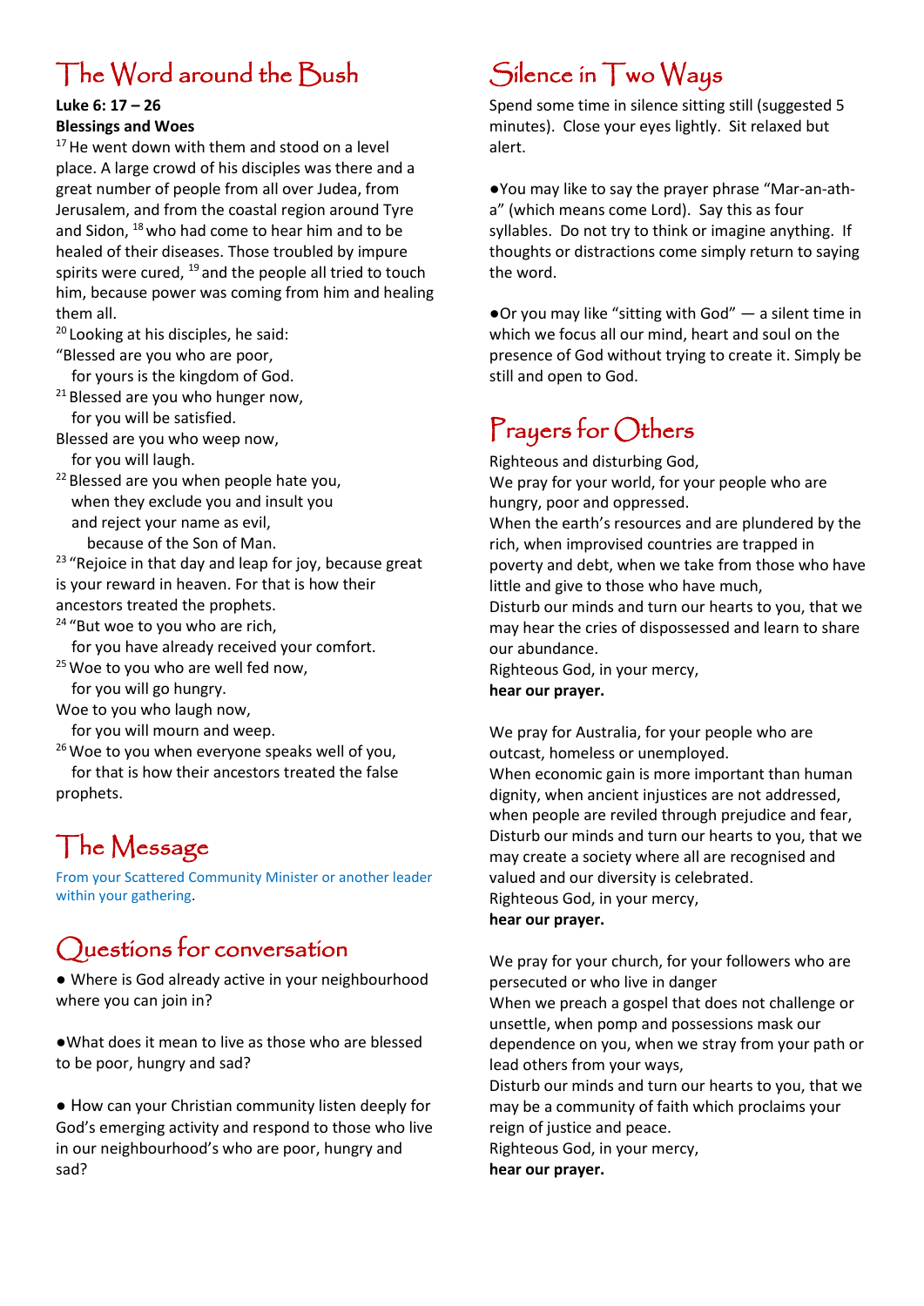## The Word around the Bush

**Luke 6: 17 – 26**

**Blessings and Woes**

[17] He went down with them and stood on a level place. A large crowd of his disciples was there and a great number of people from all over Judea, from Jerusalem, and from the coastal region around Tyre and Sidon, [18] who had come to hear him and to be healed of their diseases. Those troubled by impure spirits were cured, [19] and the people all tried to touch him, because power was coming from him and healing them all.

[20] Looking at his disciples, he said:

"Blessed are you who are poor,
for yours is the kingdom of God.
[21] Blessed are you who hunger now,
for you will be satisfied.
Blessed are you who weep now,
for you will laugh.
[22] Blessed are you when people hate you,
when they exclude you and insult you
and reject your name as evil,
because of the Son of Man.

[23] "Rejoice in that day and leap for joy, because great is your reward in heaven. For that is how their ancestors treated the prophets.

[24] "But woe to you who are rich,
for you have already received your comfort.
[25] Woe to you who are well fed now,
for you will go hungry.
Woe to you who laugh now,
for you will mourn and weep.
[26] Woe to you when everyone speaks well of you,
for that is how their ancestors treated the false prophets.

## The Message

From your Scattered Community Minister or another leader within your gathering.

## Questions for conversation

- Where is God already active in your neighbourhood where you can join in?
- What does it mean to live as those who are blessed to be poor, hungry and sad?
- How can your Christian community listen deeply for God's emerging activity and respond to those who live in our neighbourhood's who are poor, hungry and sad?

## Silence in Two Ways

Spend some time in silence sitting still (suggested 5 minutes). Close your eyes lightly. Sit relaxed but alert.

- You may like to say the prayer phrase "Mar-an-ath-a" (which means come Lord). Say this as four syllables. Do not try to think or imagine anything. If thoughts or distractions come simply return to saying the word.
- Or you may like "sitting with God" — a silent time in which we focus all our mind, heart and soul on the presence of God without trying to create it. Simply be still and open to God.

## Prayers for Others

Righteous and disturbing God,
We pray for your world, for your people who are hungry, poor and oppressed.
When the earth's resources and are plundered by the rich, when improvised countries are trapped in poverty and debt, when we take from those who have little and give to those who have much,
Disturb our minds and turn our hearts to you, that we may hear the cries of dispossessed and learn to share our abundance.
Righteous God, in your mercy,
**hear our prayer.**

We pray for Australia, for your people who are outcast, homeless or unemployed.
When economic gain is more important than human dignity, when ancient injustices are not addressed, when people are reviled through prejudice and fear,
Disturb our minds and turn our hearts to you, that we may create a society where all are recognised and valued and our diversity is celebrated.
Righteous God, in your mercy,
**hear our prayer.**

We pray for your church, for your followers who are persecuted or who live in danger
When we preach a gospel that does not challenge or unsettle, when pomp and possessions mask our dependence on you, when we stray from your path or lead others from your ways,
Disturb our minds and turn our hearts to you, that we may be a community of faith which proclaims your reign of justice and peace.
Righteous God, in your mercy,
**hear our prayer.**